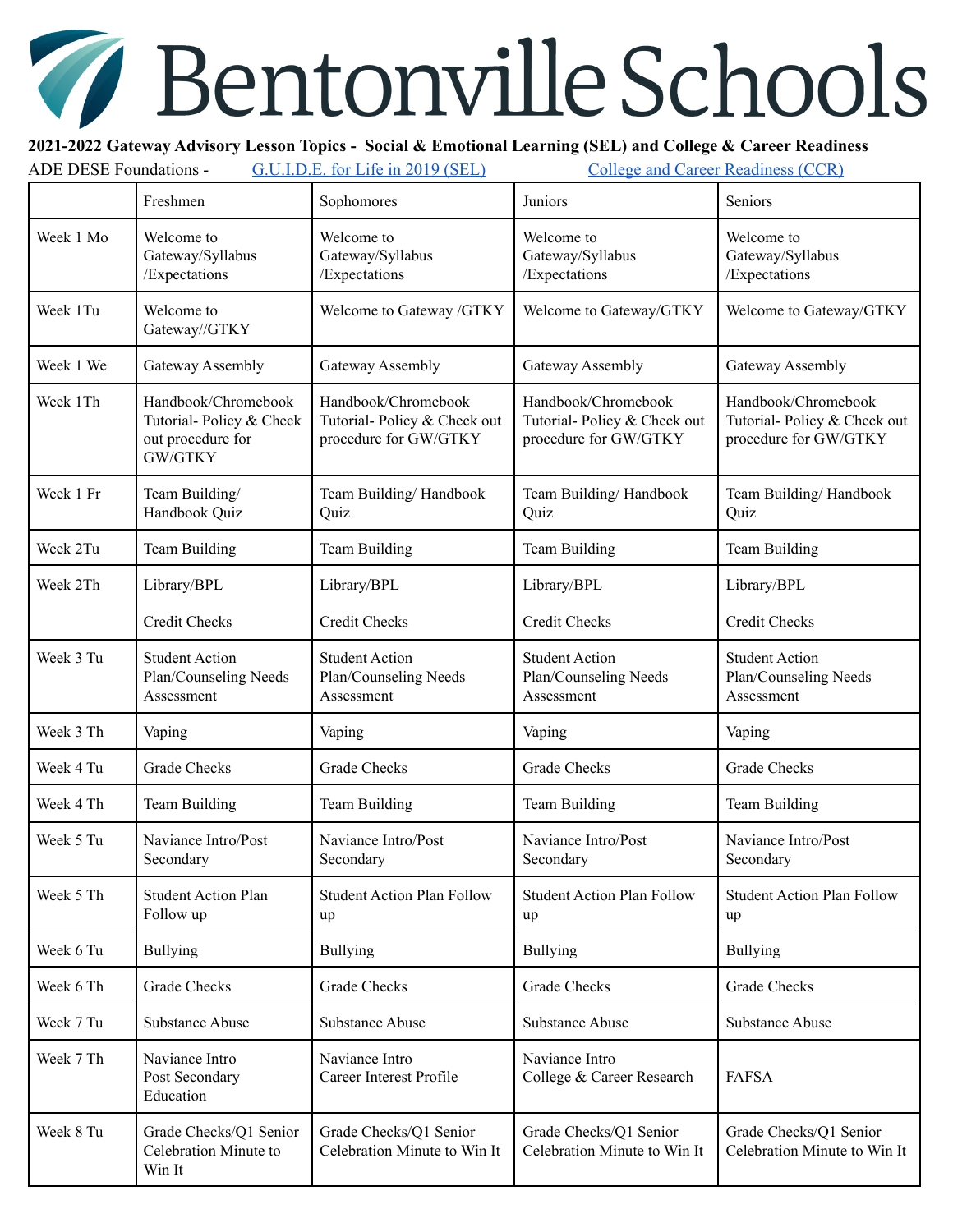# Bentonville Schools

**2021-2022 Gateway Advisory Lesson Topics - Social & Emotional Learning (SEL) and College & Career Readiness**

ADE DESE Foundations - G.U.I.D.E. for Life in 2019 (SEL) College and Career Readiness (CCR)

| | Freshmen | Sophomores | Juniors | Seniors |
|---|---|---|---|---|
| Week 1 Mo | Welcome to Gateway/Syllabus /Expectations | Welcome to Gateway/Syllabus /Expectations | Welcome to Gateway/Syllabus /Expectations | Welcome to Gateway/Syllabus /Expectations |
| Week 1Tu | Welcome to Gateway//GTKY | Welcome to Gateway /GTKY | Welcome to Gateway/GTKY | Welcome to Gateway/GTKY |
| Week 1 We | Gateway Assembly | Gateway Assembly | Gateway Assembly | Gateway Assembly |
| Week 1Th | Handbook/Chromebook Tutorial- Policy & Check out procedure for GW/GTKY | Handbook/Chromebook Tutorial- Policy & Check out procedure for GW/GTKY | Handbook/Chromebook Tutorial- Policy & Check out procedure for GW/GTKY | Handbook/Chromebook Tutorial- Policy & Check out procedure for GW/GTKY |
| Week 1 Fr | Team Building/ Handbook Quiz | Team Building/ Handbook Quiz | Team Building/ Handbook Quiz | Team Building/ Handbook Quiz |
| Week 2Tu | Team Building | Team Building | Team Building | Team Building |
| Week 2Th | Library/BPL<br><br>Credit Checks | Library/BPL<br><br>Credit Checks | Library/BPL<br><br>Credit Checks | Library/BPL<br><br>Credit Checks |
| Week 3 Tu | Student Action Plan/Counseling Needs Assessment | Student Action Plan/Counseling Needs Assessment | Student Action Plan/Counseling Needs Assessment | Student Action Plan/Counseling Needs Assessment |
| Week 3 Th | Vaping | Vaping | Vaping | Vaping |
| Week 4 Tu | Grade Checks | Grade Checks | Grade Checks | Grade Checks |
| Week 4 Th | Team Building | Team Building | Team Building | Team Building |
| Week 5 Tu | Naviance Intro/Post Secondary | Naviance Intro/Post Secondary | Naviance Intro/Post Secondary | Naviance Intro/Post Secondary |
| Week 5 Th | Student Action Plan Follow up | Student Action Plan Follow up | Student Action Plan Follow up | Student Action Plan Follow up |
| Week 6 Tu | Bullying | Bullying | Bullying | Bullying |
| Week 6 Th | Grade Checks | Grade Checks | Grade Checks | Grade Checks |
| Week 7 Tu | Substance Abuse | Substance Abuse | Substance Abuse | Substance Abuse |
| Week 7 Th | Naviance Intro<br>Post Secondary Education | Naviance Intro<br>Career Interest Profile | Naviance Intro<br>College & Career Research | FAFSA |
| Week 8 Tu | Grade Checks/Q1 Senior Celebration Minute to Win It | Grade Checks/Q1 Senior Celebration Minute to Win It | Grade Checks/Q1 Senior Celebration Minute to Win It | Grade Checks/Q1 Senior Celebration Minute to Win It |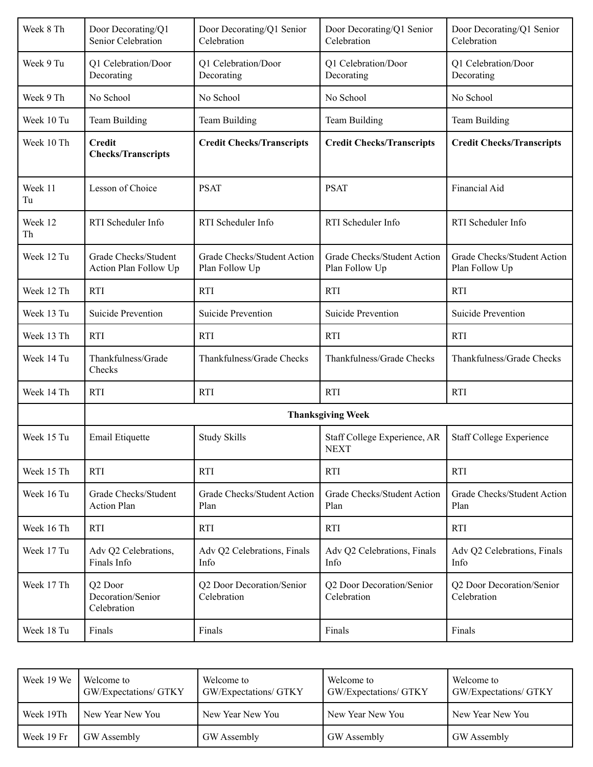| | | | | |
|---|---|---|---|---|
| Week 8 Th | Door Decorating/Q1 Senior Celebration | Door Decorating/Q1 Senior Celebration | Door Decorating/Q1 Senior Celebration | Door Decorating/Q1 Senior Celebration |
| Week 9 Tu | Q1 Celebration/Door Decorating | Q1 Celebration/Door Decorating | Q1 Celebration/Door Decorating | Q1 Celebration/Door Decorating |
| Week 9 Th | No School | No School | No School | No School |
| Week 10 Tu | Team Building | Team Building | Team Building | Team Building |
| Week 10 Th | **Credit Checks/Transcripts** | **Credit Checks/Transcripts** | **Credit Checks/Transcripts** | **Credit Checks/Transcripts** |
| Week 11 Tu | Lesson of Choice | PSAT | PSAT | Financial Aid |
| Week 12 Th | RTI Scheduler Info | RTI Scheduler Info | RTI Scheduler Info | RTI Scheduler Info |
| Week 12 Tu | Grade Checks/Student Action Plan Follow Up | Grade Checks/Student Action Plan Follow Up | Grade Checks/Student Action Plan Follow Up | Grade Checks/Student Action Plan Follow Up |
| Week 12 Th | RTI | RTI | RTI | RTI |
| Week 13 Tu | Suicide Prevention | Suicide Prevention | Suicide Prevention | Suicide Prevention |
| Week 13 Th | RTI | RTI | RTI | RTI |
| Week 14 Tu | Thankfulness/Grade Checks | Thankfulness/Grade Checks | Thankfulness/Grade Checks | Thankfulness/Grade Checks |
| Week 14 Th | RTI | RTI | RTI | RTI |
| | **Thanksgiving Week** | | | |
| Week 15 Tu | Email Etiquette | Study Skills | Staff College Experience, AR NEXT | Staff College Experience |
| Week 15 Th | RTI | RTI | RTI | RTI |
| Week 16 Tu | Grade Checks/Student Action Plan | Grade Checks/Student Action Plan | Grade Checks/Student Action Plan | Grade Checks/Student Action Plan |
| Week 16 Th | RTI | RTI | RTI | RTI |
| Week 17 Tu | Adv Q2 Celebrations, Finals Info | Adv Q2 Celebrations, Finals Info | Adv Q2 Celebrations, Finals Info | Adv Q2 Celebrations, Finals Info |
| Week 17 Th | Q2 Door Decoration/Senior Celebration | Q2 Door Decoration/Senior Celebration | Q2 Door Decoration/Senior Celebration | Q2 Door Decoration/Senior Celebration |
| Week 18 Tu | Finals | Finals | Finals | Finals |

| | | | | |
|---|---|---|---|---|
| Week 19 We | Welcome to GW/Expectations/ GTKY | Welcome to GW/Expectations/ GTKY | Welcome to GW/Expectations/ GTKY | Welcome to GW/Expectations/ GTKY |
| Week 19Th | New Year New You | New Year New You | New Year New You | New Year New You |
| Week 19 Fr | GW Assembly | GW Assembly | GW Assembly | GW Assembly |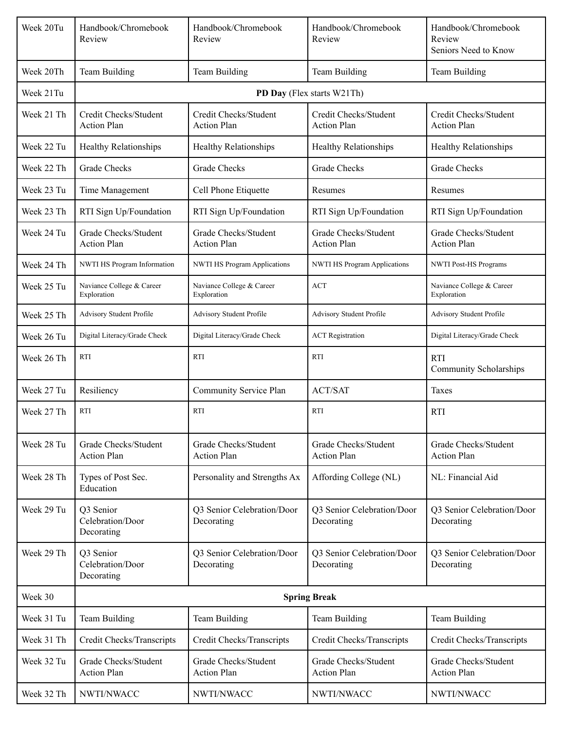| Week 20Tu | Handbook/Chromebook Review | Handbook/Chromebook Review | Handbook/Chromebook Review | Handbook/Chromebook Review<br>Seniors Need to Know |
|---|---|---|---|---|
| Week 20Th | Team Building | Team Building | Team Building | Team Building |
| Week 21Tu | **PD Day** (Flex starts W21Th) | | | |
| Week 21 Th | Credit Checks/Student Action Plan | Credit Checks/Student Action Plan | Credit Checks/Student Action Plan | Credit Checks/Student Action Plan |
| Week 22 Tu | Healthy Relationships | Healthy Relationships | Healthy Relationships | Healthy Relationships |
| Week 22 Th | Grade Checks | Grade Checks | Grade Checks | Grade Checks |
| Week 23 Tu | Time Management | Cell Phone Etiquette | Resumes | Resumes |
| Week 23 Th | RTI Sign Up/Foundation | RTI Sign Up/Foundation | RTI Sign Up/Foundation | RTI Sign Up/Foundation |
| Week 24 Tu | Grade Checks/Student Action Plan | Grade Checks/Student Action Plan | Grade Checks/Student Action Plan | Grade Checks/Student Action Plan |
| Week 24 Th | NWTI HS Program Information | NWTI HS Program Applications | NWTI HS Program Applications | NWTI Post-HS Programs |
| Week 25 Tu | Naviance College & Career Exploration | Naviance College & Career Exploration | ACT | Naviance College & Career Exploration |
| Week 25 Th | Advisory Student Profile | Advisory Student Profile | Advisory Student Profile | Advisory Student Profile |
| Week 26 Tu | Digital Literacy/Grade Check | Digital Literacy/Grade Check | ACT Registration | Digital Literacy/Grade Check |
| Week 26 Th | RTI | RTI | RTI | RTI<br>Community Scholarships |
| Week 27 Tu | Resiliency | Community Service Plan | ACT/SAT | Taxes |
| Week 27 Th | RTI | RTI | RTI | RTI |
| Week 28 Tu | Grade Checks/Student Action Plan | Grade Checks/Student Action Plan | Grade Checks/Student Action Plan | Grade Checks/Student Action Plan |
| Week 28 Th | Types of Post Sec. Education | Personality and Strengths Ax | Affording College (NL) | NL: Financial Aid |
| Week 29 Tu | Q3 Senior Celebration/Door Decorating | Q3 Senior Celebration/Door Decorating | Q3 Senior Celebration/Door Decorating | Q3 Senior Celebration/Door Decorating |
| Week 29 Th | Q3 Senior Celebration/Door Decorating | Q3 Senior Celebration/Door Decorating | Q3 Senior Celebration/Door Decorating | Q3 Senior Celebration/Door Decorating |
| Week 30 | **Spring Break** | | | |
| Week 31 Tu | Team Building | Team Building | Team Building | Team Building |
| Week 31 Th | Credit Checks/Transcripts | Credit Checks/Transcripts | Credit Checks/Transcripts | Credit Checks/Transcripts |
| Week 32 Tu | Grade Checks/Student Action Plan | Grade Checks/Student Action Plan | Grade Checks/Student Action Plan | Grade Checks/Student Action Plan |
| Week 32 Th | NWTI/NWACC | NWTI/NWACC | NWTI/NWACC | NWTI/NWACC |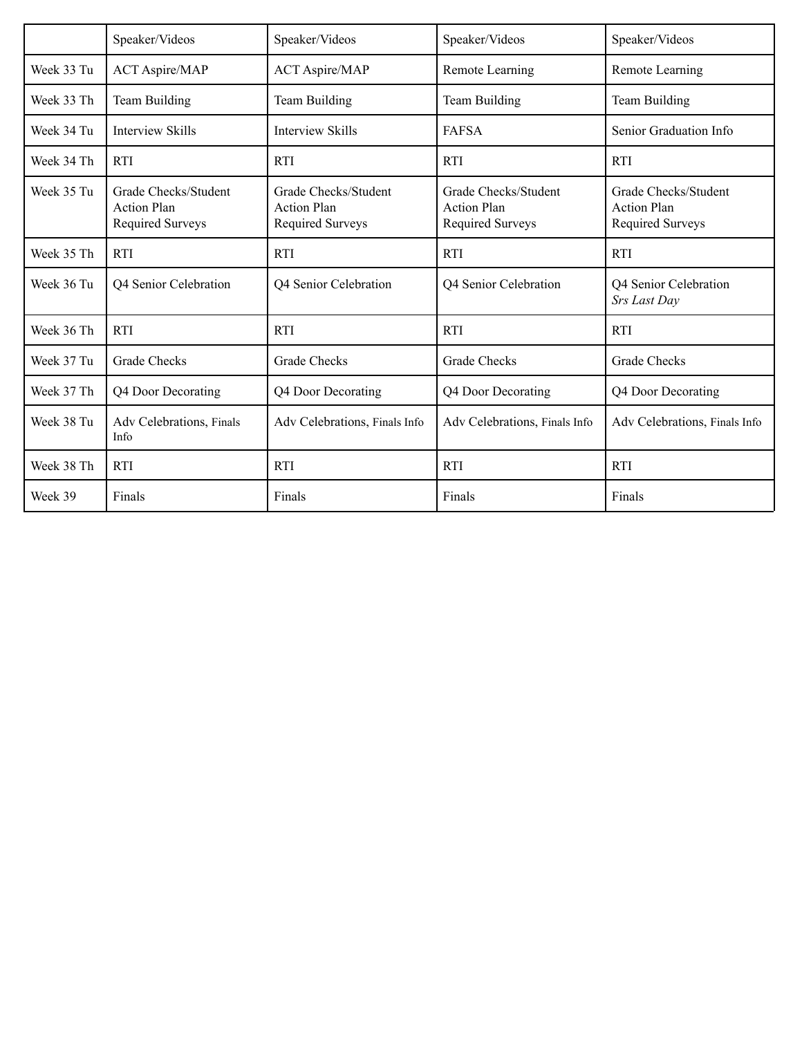| | Speaker/Videos | Speaker/Videos | Speaker/Videos | Speaker/Videos |
|---|---|---|---|---|
| Week 33 Tu | ACT Aspire/MAP | ACT Aspire/MAP | Remote Learning | Remote Learning |
| Week 33 Th | Team Building | Team Building | Team Building | Team Building |
| Week 34 Tu | Interview Skills | Interview Skills | FAFSA | Senior Graduation Info |
| Week 34 Th | RTI | RTI | RTI | RTI |
| Week 35 Tu | Grade Checks/Student Action Plan Required Surveys | Grade Checks/Student Action Plan Required Surveys | Grade Checks/Student Action Plan Required Surveys | Grade Checks/Student Action Plan Required Surveys |
| Week 35 Th | RTI | RTI | RTI | RTI |
| Week 36 Tu | Q4 Senior Celebration | Q4 Senior Celebration | Q4 Senior Celebration | Q4 Senior Celebration *Srs Last Day* |
| Week 36 Th | RTI | RTI | RTI | RTI |
| Week 37 Tu | Grade Checks | Grade Checks | Grade Checks | Grade Checks |
| Week 37 Th | Q4 Door Decorating | Q4 Door Decorating | Q4 Door Decorating | Q4 Door Decorating |
| Week 38 Tu | Adv Celebrations, Finals Info | Adv Celebrations, Finals Info | Adv Celebrations, Finals Info | Adv Celebrations, Finals Info |
| Week 38 Th | RTI | RTI | RTI | RTI |
| Week 39 | Finals | Finals | Finals | Finals |